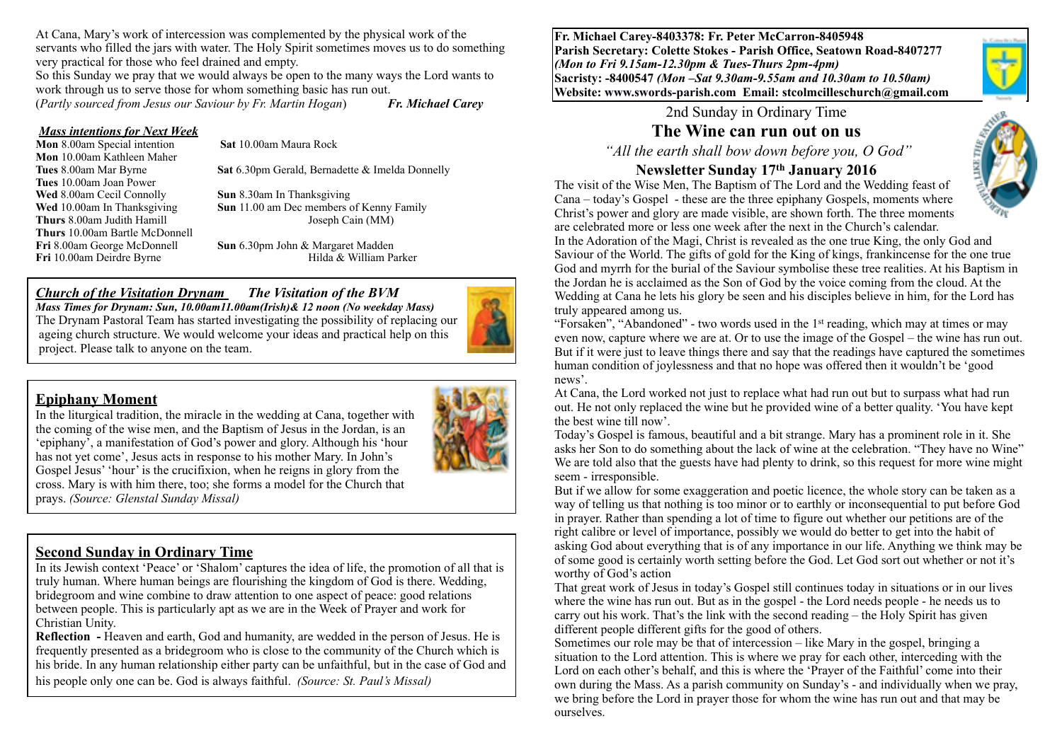At Cana, Mary's work of intercession was complemented by the physical work of the servants who filled the jars with water. The Holy Spirit sometimes moves us to do something very practical for those who feel drained and empty.

So this Sunday we pray that we would always be open to the many ways the Lord wants to work through us to serve those for whom something basic has run out.

(*Partly sourced from Jesus our Saviour by Fr. Martin Hogan*) ***Fr. Michael Carey***

***Mass intentions for Next Week***

| | |
|---|---|
| **Mon** 8.00am Special intention | **Sat** 10.00am Maura Rock |
| **Mon** 10.00am Kathleen Maher | |
| **Tues** 8.00am Mar Byrne | **Sat** 6.30pm Gerald, Bernadette & Imelda Donnelly |
| **Tues** 10.00am Joan Power | |
| **Wed** 8.00am Cecil Connolly | **Sun** 8.30am In Thanksgiving |
| **Wed** 10.00am In Thanksgiving | **Sun** 11.00 am Dec members of Kenny Family |
| **Thurs** 8.00am Judith Hamill | Joseph Cain (MM) |
| **Thurs** 10.00am Bartle McDonnell | |
| **Fri** 8.00am George McDonnell | **Sun** 6.30pm John & Margaret Madden |
| **Fri** 10.00am Deirdre Byrne | Hilda & William Parker |

***Church of the Visitation Drynam*** ***The Visitation of the BVM***

***Mass Times for Drynam: Sun, 10.00am11.00am(Irish)& 12 noon (No weekday Mass)***

The Drynam Pastoral Team has started investigating the possibility of replacing our ageing church structure. We would welcome your ideas and practical help on this project. Please talk to anyone on the team.

## Epiphany Moment

In the liturgical tradition, the miracle in the wedding at Cana, together with the coming of the wise men, and the Baptism of Jesus in the Jordan, is an 'epiphany', a manifestation of God's power and glory. Although his 'hour has not yet come', Jesus acts in response to his mother Mary. In John's Gospel Jesus' 'hour' is the crucifixion, when he reigns in glory from the cross. Mary is with him there, too; she forms a model for the Church that prays. *(Source: Glenstal Sunday Missal)*

## Second Sunday in Ordinary Time

In its Jewish context 'Peace' or 'Shalom' captures the idea of life, the promotion of all that is truly human. Where human beings are flourishing the kingdom of God is there. Wedding, bridegroom and wine combine to draw attention to one aspect of peace: good relations between people. This is particularly apt as we are in the Week of Prayer and work for Christian Unity.

**Reflection -** Heaven and earth, God and humanity, are wedded in the person of Jesus. He is frequently presented as a bridegroom who is close to the community of the Church which is his bride. In any human relationship either party can be unfaithful, but in the case of God and his people only one can be. God is always faithful. *(Source: St. Paul's Missal)*

**Fr. Michael Carey-8403378: Fr. Peter McCarron-8405948**
**Parish Secretary: Colette Stokes - Parish Office, Seatown Road-8407277**
***(Mon to Fri 9.15am-12.30pm & Tues-Thurs 2pm-4pm)***
**Sacristy: -8400547 *(Mon –Sat 9.30am-9.55am and 10.30am to 10.50am)***
**Website: www.swords-parish.com Email: stcolmcilleschurch@gmail.com**

2nd Sunday in Ordinary Time

# The Wine can run out on us

*"All the earth shall bow down before you, O God"*

## Newsletter Sunday 17th January 2016

The visit of the Wise Men, The Baptism of The Lord and the Wedding feast of Cana – today's Gospel - these are the three epiphany Gospels, moments where Christ's power and glory are made visible, are shown forth. The three moments are celebrated more or less one week after the next in the Church's calendar.

In the Adoration of the Magi, Christ is revealed as the one true King, the only God and Saviour of the World. The gifts of gold for the King of kings, frankincense for the one true God and myrrh for the burial of the Saviour symbolise these tree realities. At his Baptism in the Jordan he is acclaimed as the Son of God by the voice coming from the cloud. At the Wedding at Cana he lets his glory be seen and his disciples believe in him, for the Lord has truly appeared among us.

"Forsaken", "Abandoned" - two words used in the 1st reading, which may at times or may even now, capture where we are at. Or to use the image of the Gospel – the wine has run out. But if it were just to leave things there and say that the readings have captured the sometimes human condition of joylessness and that no hope was offered then it wouldn't be 'good news'.

At Cana, the Lord worked not just to replace what had run out but to surpass what had run out. He not only replaced the wine but he provided wine of a better quality. 'You have kept the best wine till now'.

Today's Gospel is famous, beautiful and a bit strange. Mary has a prominent role in it. She asks her Son to do something about the lack of wine at the celebration. "They have no Wine" We are told also that the guests have had plenty to drink, so this request for more wine might seem - irresponsible.

But if we allow for some exaggeration and poetic licence, the whole story can be taken as a way of telling us that nothing is too minor or to earthly or inconsequential to put before God in prayer. Rather than spending a lot of time to figure out whether our petitions are of the right calibre or level of importance, possibly we would do better to get into the habit of asking God about everything that is of any importance in our life. Anything we think may be of some good is certainly worth setting before the God. Let God sort out whether or not it's worthy of God's action

That great work of Jesus in today's Gospel still continues today in situations or in our lives where the wine has run out. But as in the gospel - the Lord needs people - he needs us to carry out his work. That's the link with the second reading – the Holy Spirit has given different people different gifts for the good of others.

Sometimes our role may be that of intercession – like Mary in the gospel, bringing a situation to the Lord attention. This is where we pray for each other, interceding with the Lord on each other's behalf, and this is where the 'Prayer of the Faithful' come into their own during the Mass. As a parish community on Sunday's - and individually when we pray, we bring before the Lord in prayer those for whom the wine has run out and that may be ourselves.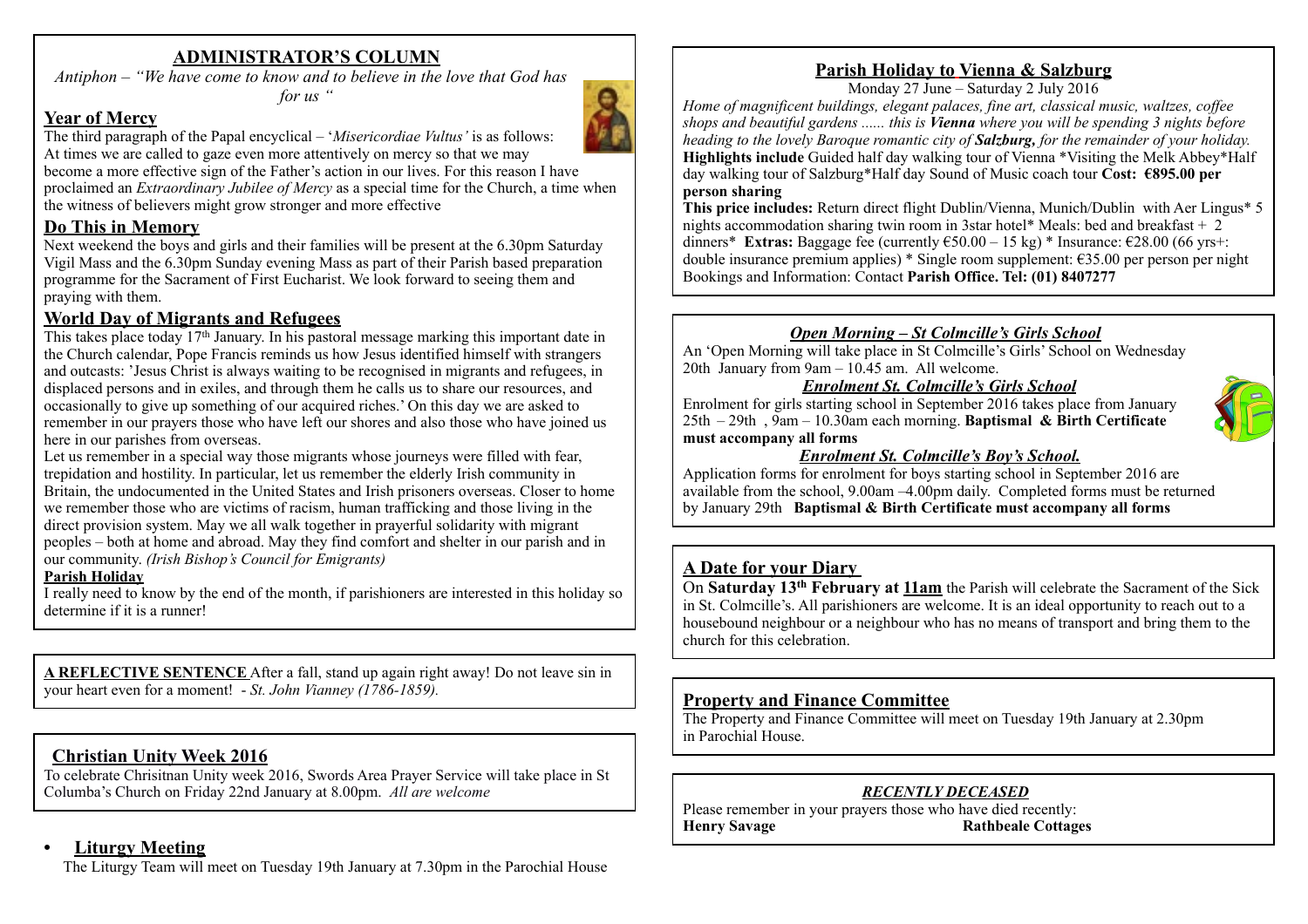## ADMINISTRATOR'S COLUMN

*Antiphon – "We have come to know and to believe in the love that God has for us "*

### Year of Mercy

The third paragraph of the Papal encyclical – '*Misericordiae Vultus'* is as follows: At times we are called to gaze even more attentively on mercy so that we may become a more effective sign of the Father's action in our lives. For this reason I have proclaimed an *Extraordinary Jubilee of Mercy* as a special time for the Church, a time when the witness of believers might grow stronger and more effective

### Do This in Memory

Next weekend the boys and girls and their families will be present at the 6.30pm Saturday Vigil Mass and the 6.30pm Sunday evening Mass as part of their Parish based preparation programme for the Sacrament of First Eucharist. We look forward to seeing them and praying with them.

### World Day of Migrants and Refugees

This takes place today 17th January. In his pastoral message marking this important date in the Church calendar, Pope Francis reminds us how Jesus identified himself with strangers and outcasts: 'Jesus Christ is always waiting to be recognised in migrants and refugees, in displaced persons and in exiles, and through them he calls us to share our resources, and occasionally to give up something of our acquired riches.' On this day we are asked to remember in our prayers those who have left our shores and also those who have joined us here in our parishes from overseas.

Let us remember in a special way those migrants whose journeys were filled with fear, trepidation and hostility. In particular, let us remember the elderly Irish community in Britain, the undocumented in the United States and Irish prisoners overseas. Closer to home we remember those who are victims of racism, human trafficking and those living in the direct provision system. May we all walk together in prayerful solidarity with migrant peoples – both at home and abroad. May they find comfort and shelter in our parish and in our community. *(Irish Bishop's Council for Emigrants)*

**Parish Holiday**

I really need to know by the end of the month, if parishioners are interested in this holiday so determine if it is a runner!

**A REFLECTIVE SENTENCE** After a fall, stand up again right away! Do not leave sin in your heart even for a moment! - *St. John Vianney (1786-1859).*

### Christian Unity Week 2016

To celebrate Chrisitnan Unity week 2016, Swords Area Prayer Service will take place in St Columba's Church on Friday 22nd January at 8.00pm. *All are welcome*

- **Liturgy Meeting**

The Liturgy Team will meet on Tuesday 19th January at 7.30pm in the Parochial House

## Parish Holiday to Vienna & Salzburg

Monday 27 June – Saturday 2 July 2016

*Home of magnificent buildings, elegant palaces, fine art, classical music, waltzes, coffee shops and beautiful gardens ...... this is **Vienna** where you will be spending 3 nights before heading to the lovely Baroque romantic city of **Salzburg,** for the remainder of your holiday.*
**Highlights include** Guided half day walking tour of Vienna *Visiting the Melk Abbey*Half day walking tour of Salzburg*Half day Sound of Music coach tour **Cost: €895.00 per person sharing**

**This price includes:** Return direct flight Dublin/Vienna, Munich/Dublin with Aer Lingus* 5 nights accommodation sharing twin room in 3star hotel* Meals: bed and breakfast + 2 dinners* **Extras:** Baggage fee (currently €50.00 – 15 kg) * Insurance: €28.00 (66 yrs+: double insurance premium applies) * Single room supplement: €35.00 per person per night Bookings and Information: Contact **Parish Office. Tel: (01) 8407277**

### *Open Morning – St Colmcille's Girls School*

An 'Open Morning will take place in St Colmcille's Girls' School on Wednesday 20th January from 9am – 10.45 am. All welcome.

### *Enrolment St. Colmcille's Girls School*

Enrolment for girls starting school in September 2016 takes place from January 25th – 29th , 9am – 10.30am each morning. **Baptismal & Birth Certificate must accompany all forms**

### *Enrolment St. Colmcille's Boy's School.*

Application forms for enrolment for boys starting school in September 2016 are available from the school, 9.00am –4.00pm daily. Completed forms must be returned by January 29th **Baptismal & Birth Certificate must accompany all forms**

### A Date for your Diary

On **Saturday 13th February at 11am** the Parish will celebrate the Sacrament of the Sick in St. Colmcille's. All parishioners are welcome. It is an ideal opportunity to reach out to a housebound neighbour or a neighbour who has no means of transport and bring them to the church for this celebration.

### Property and Finance Committee

The Property and Finance Committee will meet on Tuesday 19th January at 2.30pm in Parochial House.

### *RECENTLY DECEASED*

Please remember in your prayers those who have died recently:
**Henry Savage** **Rathbeale Cottages**